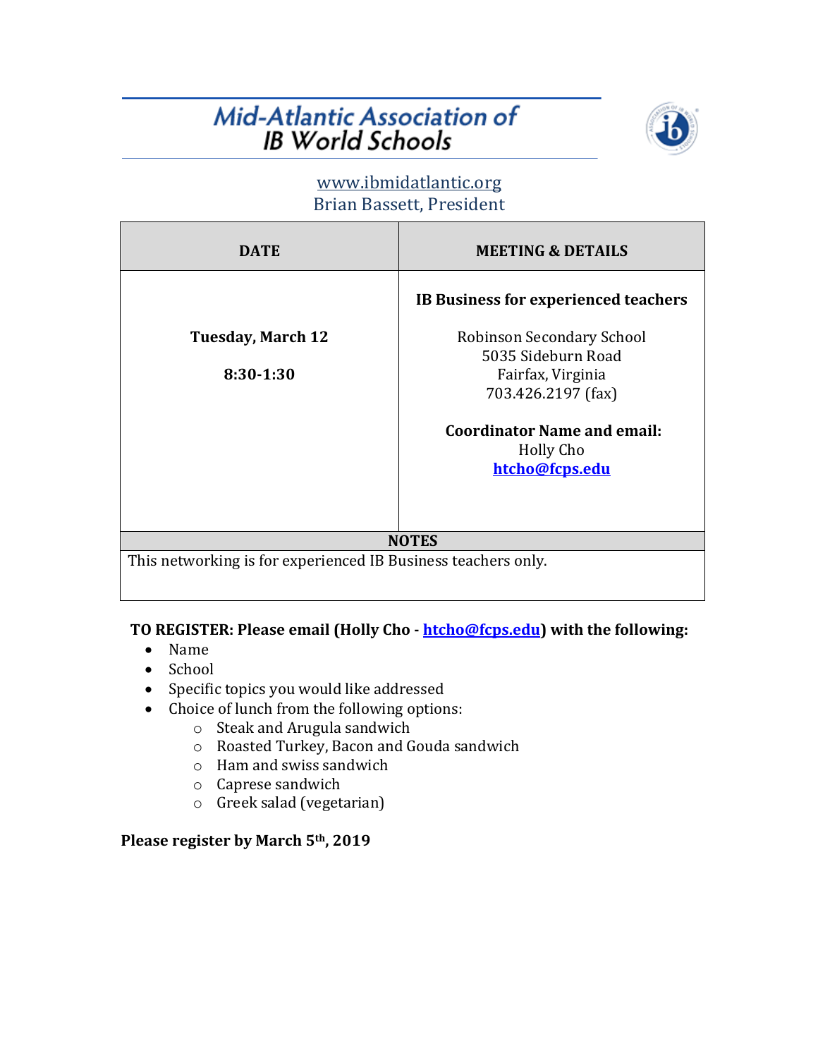# Mid-Atlantic Association of IB World Schools

www.ibmidatlantic.org
Brian Bassett, President

| DATE | MEETING & DETAILS |
|---|---|
| **Tuesday, March 12**<br><br>**8:30-1:30** | **IB Business for experienced teachers**<br><br>Robinson Secondary School<br>5035 Sideburn Road<br>Fairfax, Virginia<br>703.426.2197 (fax)<br><br>**Coordinator Name and email:**<br>Holly Cho<br>**htcho@fcps.edu** |
| **NOTES** | |
| This networking is for experienced IB Business teachers only. | |

**TO REGISTER: Please email (Holly Cho - htcho@fcps.edu) with the following:**

- Name
- School
- Specific topics you would like addressed
- Choice of lunch from the following options:
  - Steak and Arugula sandwich
  - Roasted Turkey, Bacon and Gouda sandwich
  - Ham and swiss sandwich
  - Caprese sandwich
  - Greek salad (vegetarian)

**Please register by March 5th, 2019**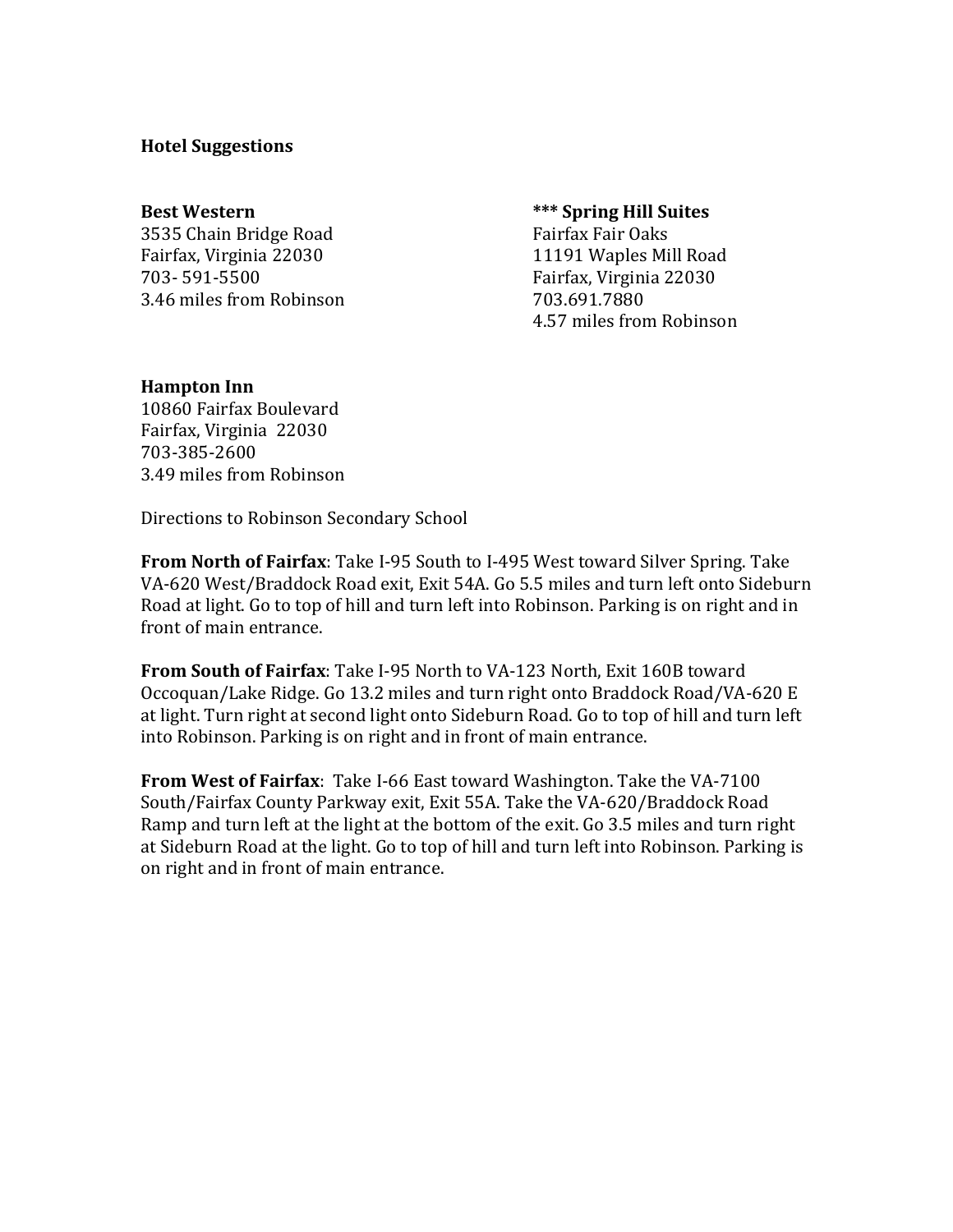**Hotel Suggestions**

**Best Western**
3535 Chain Bridge Road
Fairfax, Virginia 22030
703- 591-5500
3.46 miles from Robinson

**\*\*\* Spring Hill Suites**
Fairfax Fair Oaks
11191 Waples Mill Road
Fairfax, Virginia 22030
703.691.7880
4.57 miles from Robinson

**Hampton Inn**
10860 Fairfax Boulevard
Fairfax, Virginia 22030
703-385-2600
3.49 miles from Robinson

Directions to Robinson Secondary School

**From North of Fairfax**: Take I-95 South to I-495 West toward Silver Spring. Take VA-620 West/Braddock Road exit, Exit 54A. Go 5.5 miles and turn left onto Sideburn Road at light. Go to top of hill and turn left into Robinson. Parking is on right and in front of main entrance.

**From South of Fairfax**: Take I-95 North to VA-123 North, Exit 160B toward Occoquan/Lake Ridge. Go 13.2 miles and turn right onto Braddock Road/VA-620 E at light. Turn right at second light onto Sideburn Road. Go to top of hill and turn left into Robinson. Parking is on right and in front of main entrance.

**From West of Fairfax**: Take I-66 East toward Washington. Take the VA-7100 South/Fairfax County Parkway exit, Exit 55A. Take the VA-620/Braddock Road Ramp and turn left at the light at the bottom of the exit. Go 3.5 miles and turn right at Sideburn Road at the light. Go to top of hill and turn left into Robinson. Parking is on right and in front of main entrance.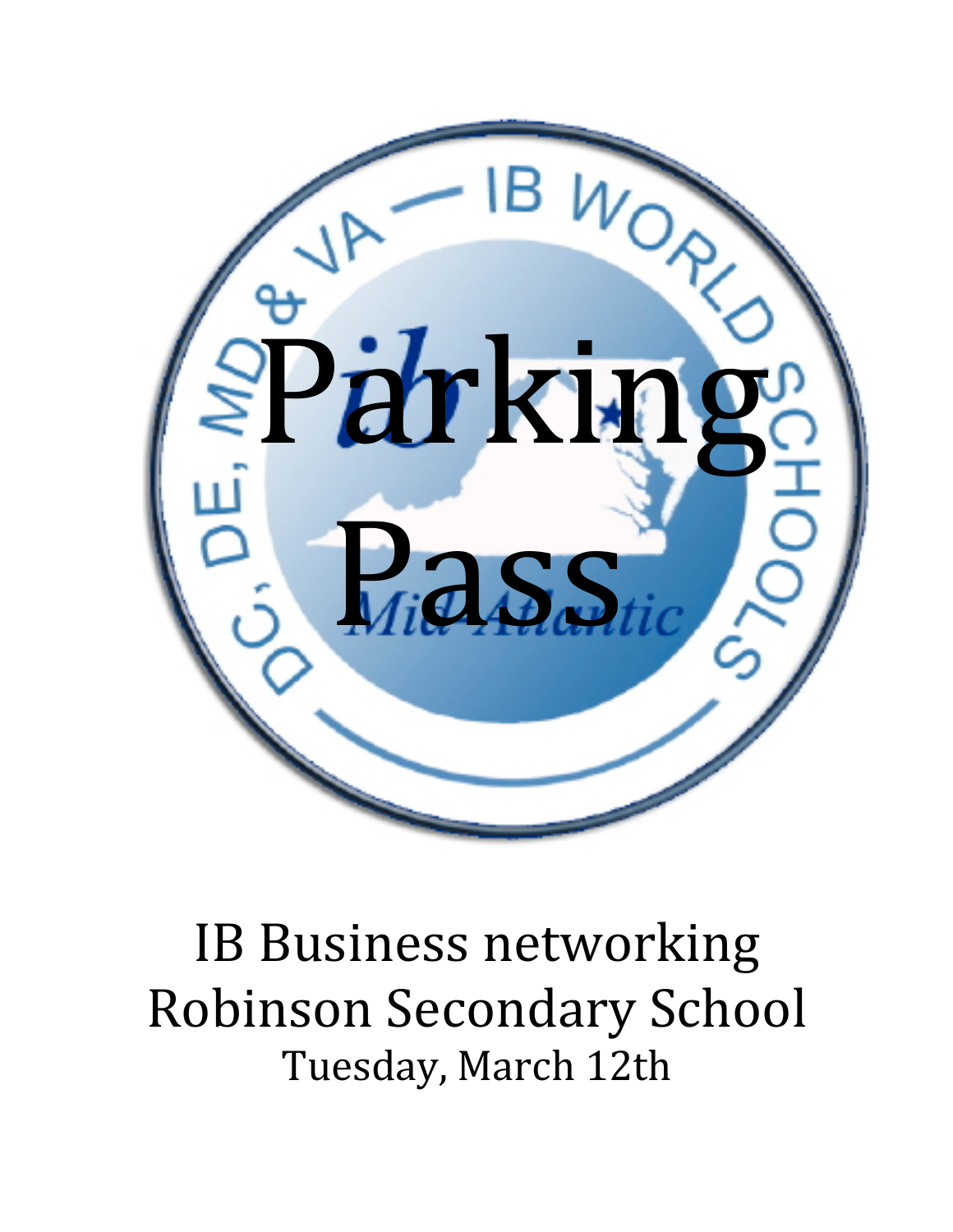# Parking Pass

IB Business networking
Robinson Secondary School
Tuesday, March 12th